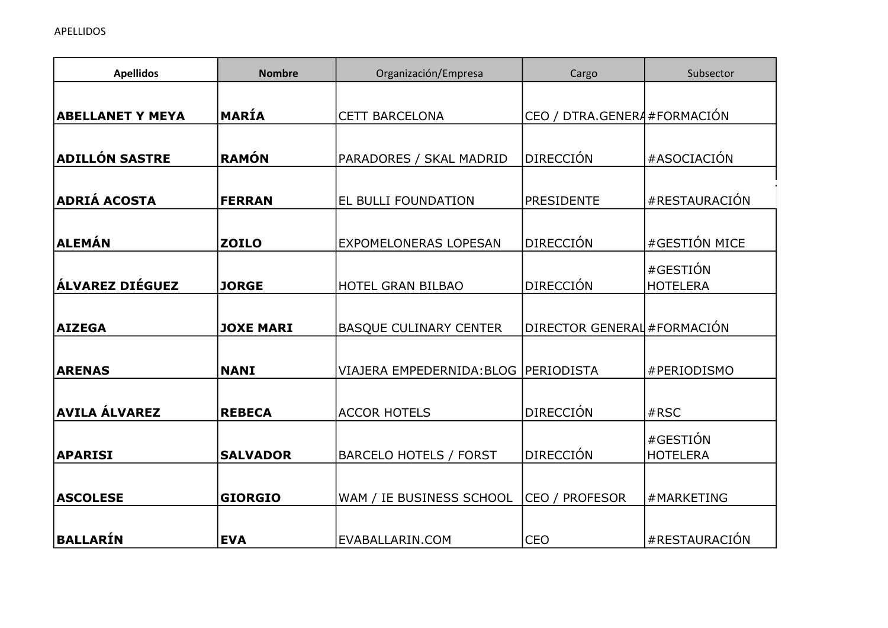APELLIDOS

| Apellidos | Nombre | Organización/Empresa | Cargo | Subsector |
|---|---|---|---|---|
| **ABELLANET Y MEYA** | **MARÍA** | CETT BARCELONA | CEO / DTRA.GENERA | #FORMACIÓN |
| **ADILLÓN SASTRE** | **RAMÓN** | PARADORES / SKAL MADRID | DIRECCIÓN | #ASOCIACIÓN |
| **ADRIÁ ACOSTA** | **FERRAN** | EL BULLI FOUNDATION | PRESIDENTE | #RESTAURACIÓN |
| **ALEMÁN** | **ZOILO** | EXPOMELONERAS LOPESAN | DIRECCIÓN | #GESTIÓN MICE |
| **ÁLVAREZ DIÉGUEZ** | **JORGE** | HOTEL GRAN BILBAO | DIRECCIÓN | #GESTIÓN HOTELERA |
| **AIZEGA** | **JOXE MARI** | BASQUE CULINARY CENTER | DIRECTOR GENERAL | #FORMACIÓN |
| **ARENAS** | **NANI** | VIAJERA EMPEDERNIDA:BLOG | PERIODISTA | #PERIODISMO |
| **AVILA ÁLVAREZ** | **REBECA** | ACCOR HOTELS | DIRECCIÓN | #RSC |
| **APARISI** | **SALVADOR** | BARCELO HOTELS / FORST | DIRECCIÓN | #GESTIÓN HOTELERA |
| **ASCOLESE** | **GIORGIO** | WAM / IE BUSINESS SCHOOL | CEO / PROFESOR | #MARKETING |
| **BALLARÍN** | **EVA** | EVABALLARIN.COM | CEO | #RESTAURACIÓN |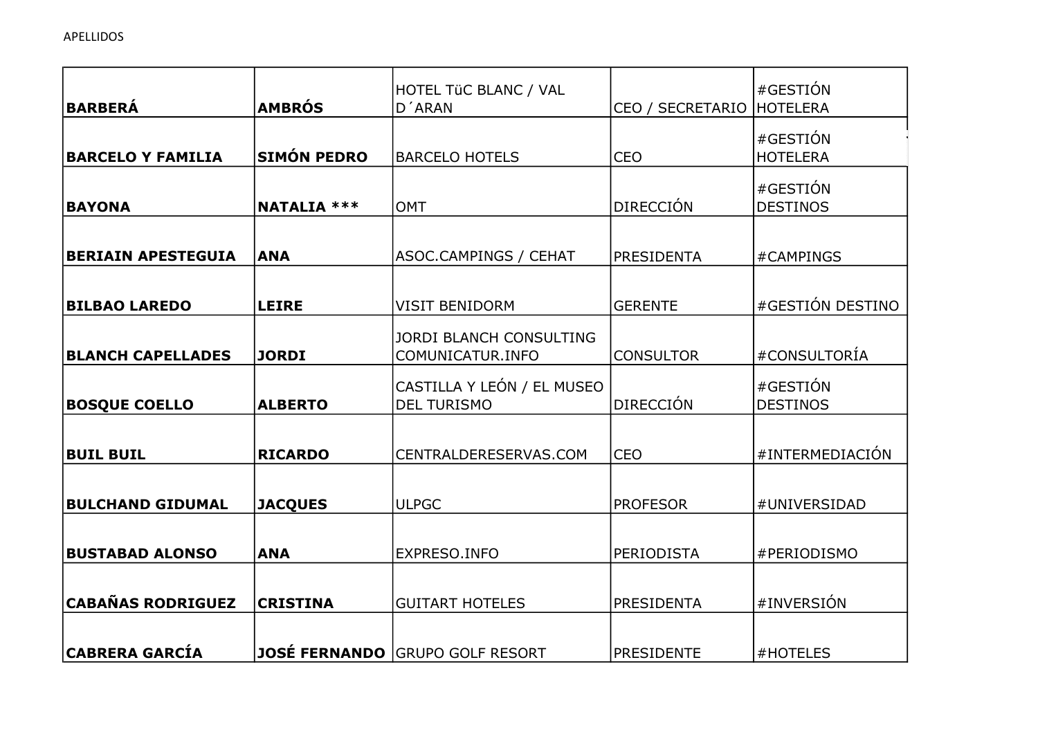| **BARBERÁ** | **AMBRÓS** | HOTEL TüC BLANC / VAL D´ARAN | CEO / SECRETARIO | #GESTIÓN HOTELERA |
|---|---|---|---|---|
| **BARCELO Y FAMILIA** | **SIMÓN PEDRO** | BARCELO HOTELS | CEO | #GESTIÓN HOTELERA |
| **BAYONA** | **NATALIA *** ** | OMT | DIRECCIÓN | #GESTIÓN DESTINOS |
| **BERIAIN APESTEGUIA** | **ANA** | ASOC.CAMPINGS / CEHAT | PRESIDENTA | #CAMPINGS |
| **BILBAO LAREDO** | **LEIRE** | VISIT BENIDORM | GERENTE | #GESTIÓN DESTINO |
| **BLANCH CAPELLADES** | **JORDI** | JORDI BLANCH CONSULTING COMUNICATUR.INFO | CONSULTOR | #CONSULTORÍA |
| **BOSQUE COELLO** | **ALBERTO** | CASTILLA Y LEÓN / EL MUSEO DEL TURISMO | DIRECCIÓN | #GESTIÓN DESTINOS |
| **BUIL BUIL** | **RICARDO** | CENTRALDERESERVAS.COM | CEO | #INTERMEDIACIÓN |
| **BULCHAND GIDUMAL** | **JACQUES** | ULPGC | PROFESOR | #UNIVERSIDAD |
| **BUSTABAD ALONSO** | **ANA** | EXPRESO.INFO | PERIODISTA | #PERIODISMO |
| **CABAÑAS RODRIGUEZ** | **CRISTINA** | GUITART HOTELES | PRESIDENTA | #INVERSIÓN |
| **CABRERA GARCÍA** | **JOSÉ FERNANDO** | GRUPO GOLF RESORT | PRESIDENTE | #HOTELES |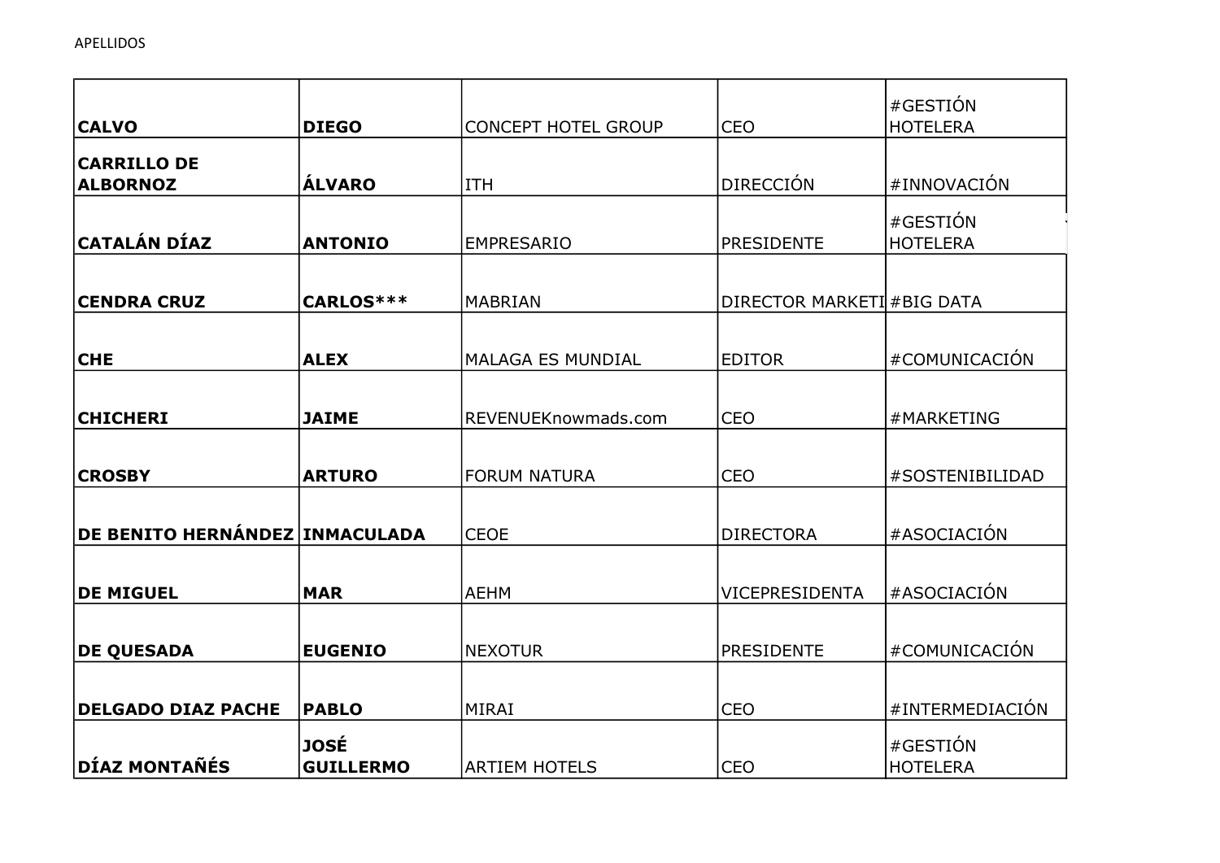| | | | | |
|---|---|---|---|---|
| **CALVO** | **DIEGO** | CONCEPT HOTEL GROUP | CEO | #GESTIÓN HOTELERA |
| **CARRILLO DE ALBORNOZ** | **ÁLVARO** | ITH | DIRECCIÓN | #INNOVACIÓN |
| **CATALÁN DÍAZ** | **ANTONIO** | EMPRESARIO | PRESIDENTE | #GESTIÓN HOTELERA |
| **CENDRA CRUZ** | **CARLOS***** | MABRIAN | DIRECTOR MARKETI | #BIG DATA |
| **CHE** | **ALEX** | MALAGA ES MUNDIAL | EDITOR | #COMUNICACIÓN |
| **CHICHERI** | **JAIME** | REVENUEKnowmads.com | CEO | #MARKETING |
| **CROSBY** | **ARTURO** | FORUM NATURA | CEO | #SOSTENIBILIDAD |
| **DE BENITO HERNÁNDEZ** | **INMACULADA** | CEOE | DIRECTORA | #ASOCIACIÓN |
| **DE MIGUEL** | **MAR** | AEHM | VICEPRESIDENTA | #ASOCIACIÓN |
| **DE QUESADA** | **EUGENIO** | NEXOTUR | PRESIDENTE | #COMUNICACIÓN |
| **DELGADO DIAZ PACHE** | **PABLO** | MIRAI | CEO | #INTERMEDIACIÓN |
| **DÍAZ MONTAÑÉS** | **JOSÉ GUILLERMO** | ARTIEM HOTELS | CEO | #GESTIÓN HOTELERA |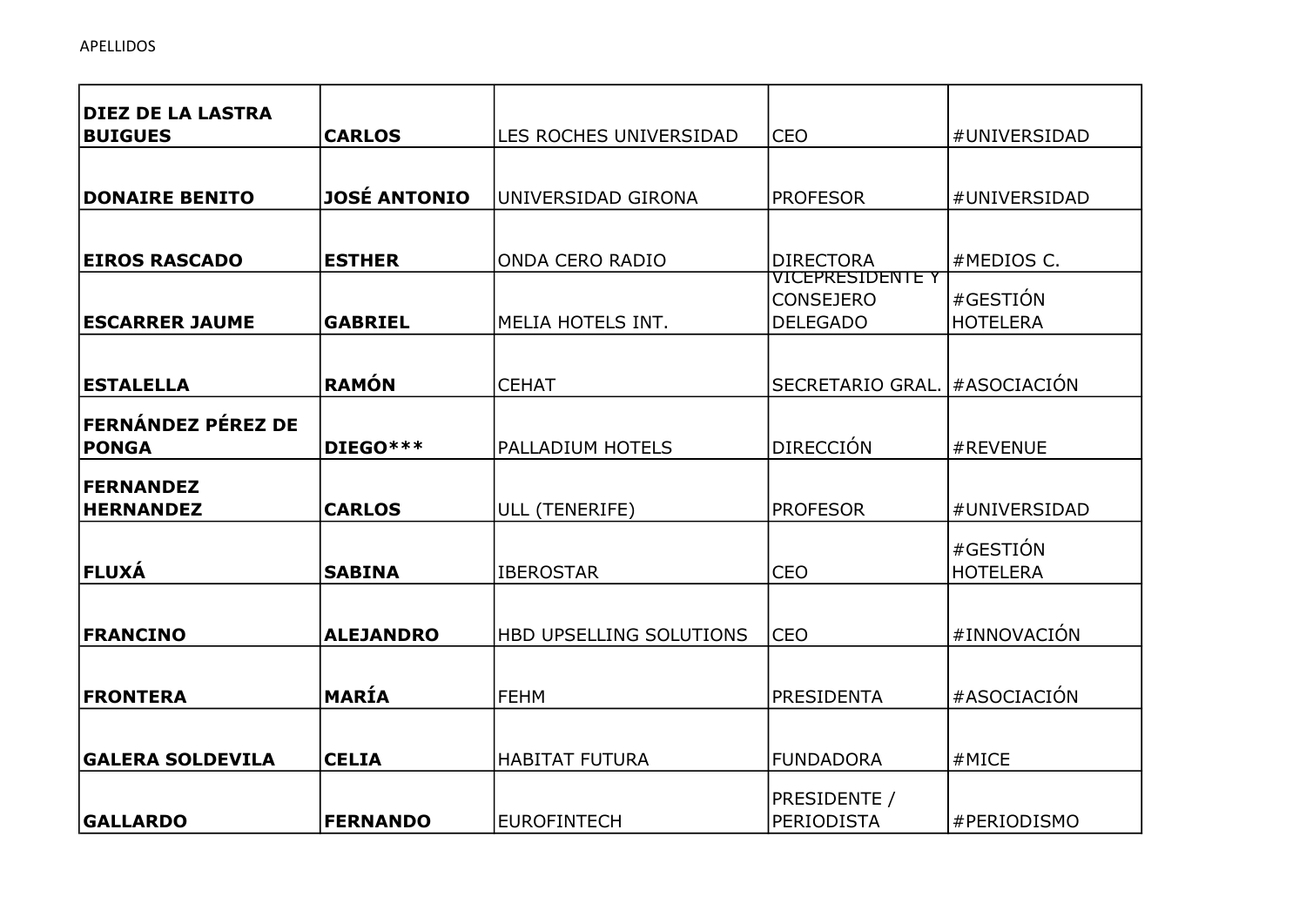| **DIEZ DE LA LASTRA BUIGUES** | **CARLOS** | LES ROCHES UNIVERSIDAD | CEO | #UNIVERSIDAD |
|---|---|---|---|---|
| **DONAIRE BENITO** | **JOSÉ ANTONIO** | UNIVERSIDAD GIRONA | PROFESOR | #UNIVERSIDAD |
| **EIROS RASCADO** | **ESTHER** | ONDA CERO RADIO | DIRECTORA | #MEDIOS C. |
| **ESCARRER JAUME** | **GABRIEL** | MELIA HOTELS INT. | VICEPRESIDENTE Y CONSEJERO DELEGADO | #GESTIÓN HOTELERA |
| **ESTALELLA** | **RAMÓN** | CEHAT | SECRETARIO GRAL. | #ASOCIACIÓN |
| **FERNÁNDEZ PÉREZ DE PONGA** | **DIEGO*** ** | PALLADIUM HOTELS | DIRECCIÓN | #REVENUE |
| **FERNANDEZ HERNANDEZ** | **CARLOS** | ULL (TENERIFE) | PROFESOR | #UNIVERSIDAD |
| **FLUXÁ** | **SABINA** | IBEROSTAR | CEO | #GESTIÓN HOTELERA |
| **FRANCINO** | **ALEJANDRO** | HBD UPSELLING SOLUTIONS | CEO | #INNOVACIÓN |
| **FRONTERA** | **MARÍA** | FEHM | PRESIDENTA | #ASOCIACIÓN |
| **GALERA SOLDEVILA** | **CELIA** | HABITAT FUTURA | FUNDADORA | #MICE |
| **GALLARDO** | **FERNANDO** | EUROFINTECH | PRESIDENTE / PERIODISTA | #PERIODISMO |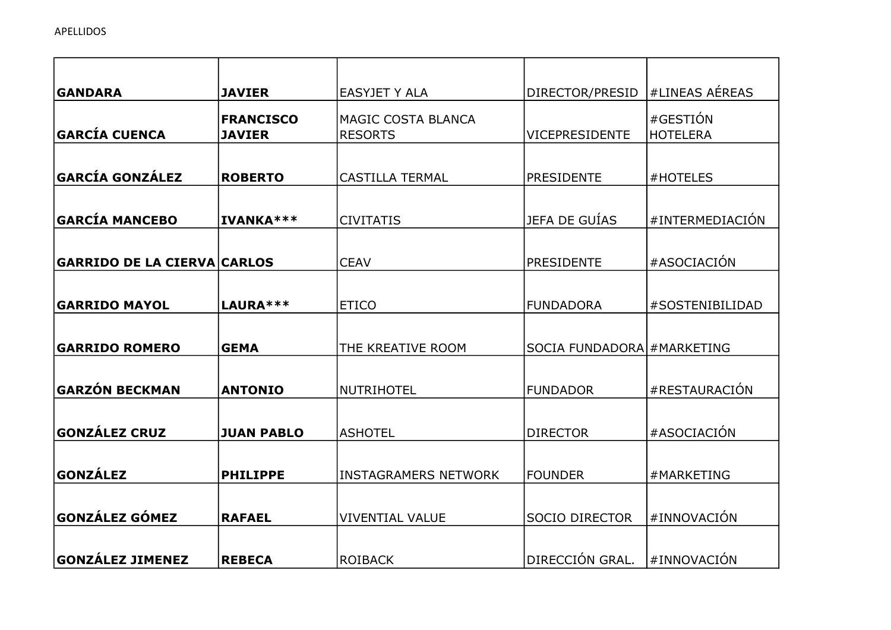APELLIDOS

| | | | | |
|---|---|---|---|---|
| **GANDARA** | **JAVIER** | EASYJET Y ALA | DIRECTOR/PRESID | #LINEAS AÉREAS |
| **GARCÍA CUENCA** | **FRANCISCO JAVIER** | MAGIC COSTA BLANCA RESORTS | VICEPRESIDENTE | #GESTIÓN HOTELERA |
| **GARCÍA GONZÁLEZ** | **ROBERTO** | CASTILLA TERMAL | PRESIDENTE | #HOTELES |
| **GARCÍA MANCEBO** | **IVANKA*** ** | CIVITATIS | JEFA DE GUÍAS | #INTERMEDIACIÓN |
| **GARRIDO DE LA CIERVA** | **CARLOS** | CEAV | PRESIDENTE | #ASOCIACIÓN |
| **GARRIDO MAYOL** | **LAURA*** ** | ETICO | FUNDADORA | #SOSTENIBILIDAD |
| **GARRIDO ROMERO** | **GEMA** | THE KREATIVE ROOM | SOCIA FUNDADORA | #MARKETING |
| **GARZÓN BECKMAN** | **ANTONIO** | NUTRIHOTEL | FUNDADOR | #RESTAURACIÓN |
| **GONZÁLEZ CRUZ** | **JUAN PABLO** | ASHOTEL | DIRECTOR | #ASOCIACIÓN |
| **GONZÁLEZ** | **PHILIPPE** | INSTAGRAMERS NETWORK | FOUNDER | #MARKETING |
| **GONZÁLEZ GÓMEZ** | **RAFAEL** | VIVENTIAL VALUE | SOCIO DIRECTOR | #INNOVACIÓN |
| **GONZÁLEZ JIMENEZ** | **REBECA** | ROIBACK | DIRECCIÓN GRAL. | #INNOVACIÓN |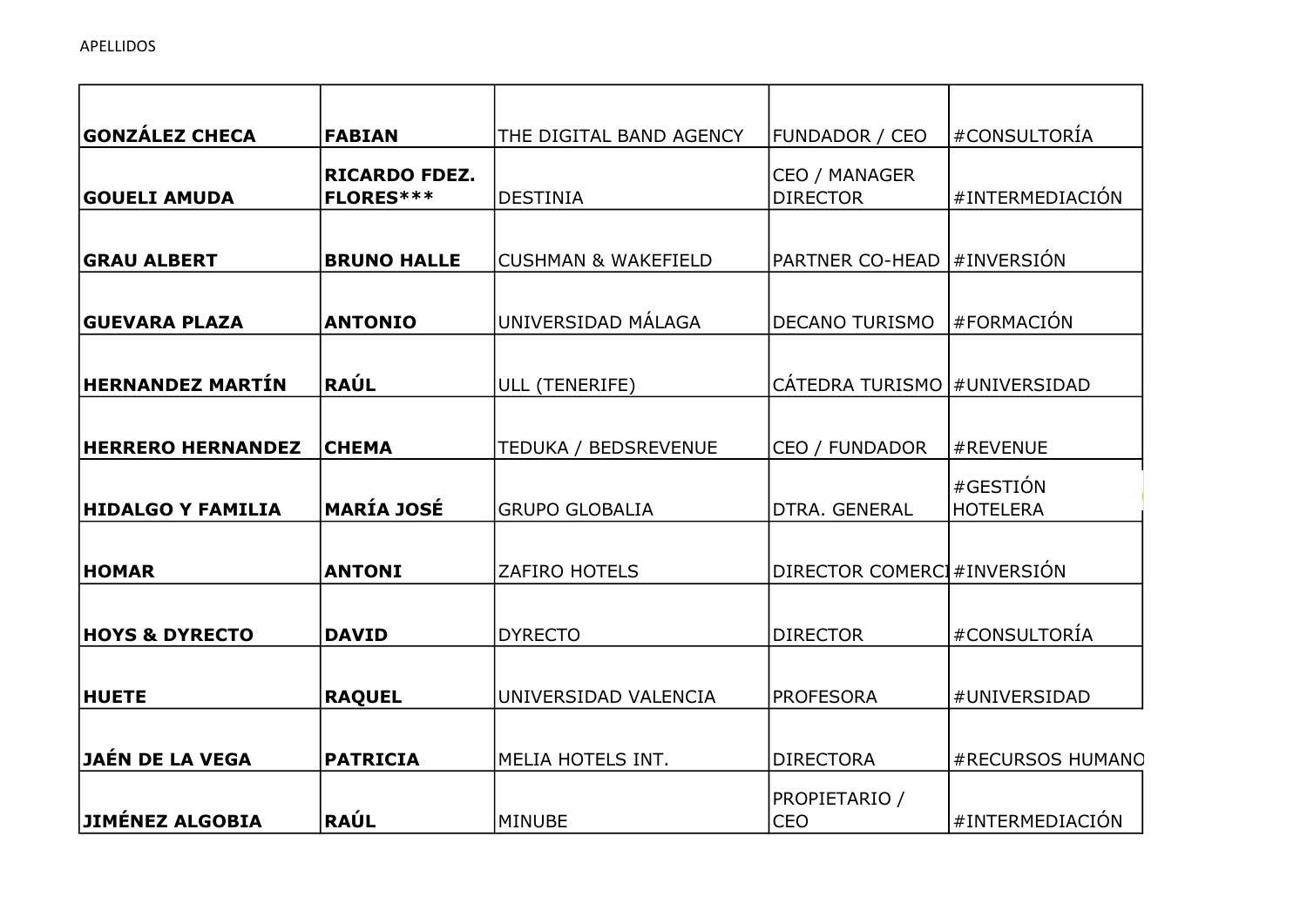APELLIDOS

| | | | | |
|---|---|---|---|---|
| **GONZÁLEZ CHECA** | **FABIAN** | THE DIGITAL BAND AGENCY | FUNDADOR / CEO | #CONSULTORÍA |
| **GOUELI AMUDA** | **RICARDO FDEZ. FLORES*** ** | DESTINIA | CEO / MANAGER DIRECTOR | #INTERMEDIACIÓN |
| **GRAU ALBERT** | **BRUNO HALLE** | CUSHMAN & WAKEFIELD | PARTNER CO-HEAD | #INVERSIÓN |
| **GUEVARA PLAZA** | **ANTONIO** | UNIVERSIDAD MÁLAGA | DECANO TURISMO | #FORMACIÓN |
| **HERNANDEZ MARTÍN** | **RAÚL** | ULL (TENERIFE) | CÁTEDRA TURISMO | #UNIVERSIDAD |
| **HERRERO HERNANDEZ** | **CHEMA** | TEDUKA / BEDSREVENUE | CEO / FUNDADOR | #REVENUE |
| **HIDALGO Y FAMILIA** | **MARÍA JOSÉ** | GRUPO GLOBALIA | DTRA. GENERAL | #GESTIÓN HOTELERA |
| **HOMAR** | **ANTONI** | ZAFIRO HOTELS | DIRECTOR COMERCI | #INVERSIÓN |
| **HOYS & DYRECTO** | **DAVID** | DYRECTO | DIRECTOR | #CONSULTORÍA |
| **HUETE** | **RAQUEL** | UNIVERSIDAD VALENCIA | PROFESORA | #UNIVERSIDAD |
| **JAÉN DE LA VEGA** | **PATRICIA** | MELIA HOTELS INT. | DIRECTORA | #RECURSOS HUMANO |
| **JIMÉNEZ ALGOBIA** | **RAÚL** | MINUBE | PROPIETARIO / CEO | #INTERMEDIACIÓN |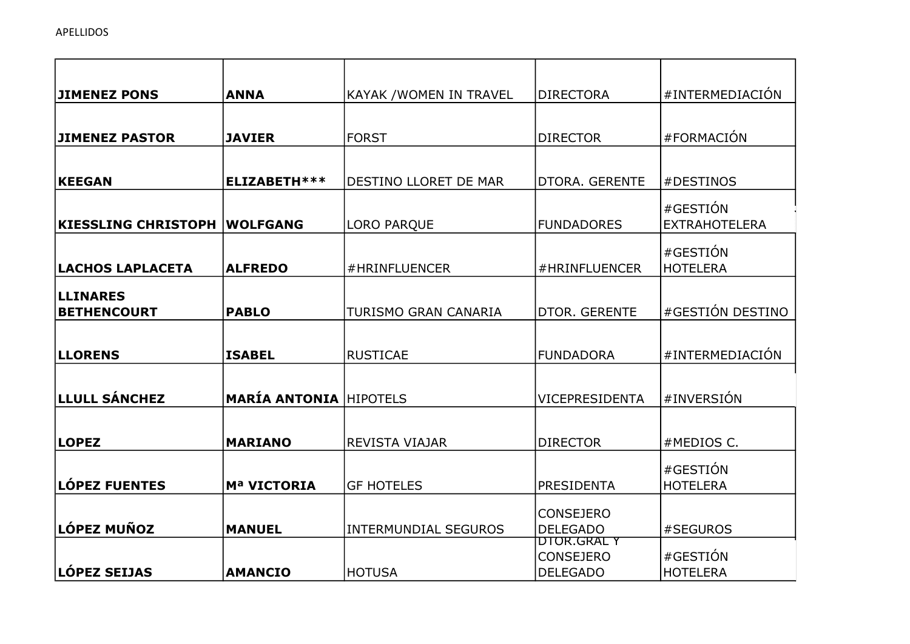APELLIDOS

| | | | | |
|---|---|---|---|---|
| **JIMENEZ PONS** | **ANNA** | KAYAK /WOMEN IN TRAVEL | DIRECTORA | #INTERMEDIACIÓN |
| **JIMENEZ PASTOR** | **JAVIER** | FORST | DIRECTOR | #FORMACIÓN |
| **KEEGAN** | **ELIZABETH*** | DESTINO LLORET DE MAR | DTORA. GERENTE | #DESTINOS |
| **KIESSLING CHRISTOPH** | **WOLFGANG** | LORO PARQUE | FUNDADORES | #GESTIÓN EXTRAHOTELERA |
| **LACHOS LAPLACETA** | **ALFREDO** | #HRINFLUENCER | #HRINFLUENCER | #GESTIÓN HOTELERA |
| **LLINARES BETHENCOURT** | **PABLO** | TURISMO GRAN CANARIA | DTOR. GERENTE | #GESTIÓN DESTINO |
| **LLORENS** | **ISABEL** | RUSTICAE | FUNDADORA | #INTERMEDIACIÓN |
| **LLULL SÁNCHEZ** | **MARÍA ANTONIA** | HIPOTELS | VICEPRESIDENTA | #INVERSIÓN |
| **LOPEZ** | **MARIANO** | REVISTA VIAJAR | DIRECTOR | #MEDIOS C. |
| **LÓPEZ FUENTES** | **Mª VICTORIA** | GF HOTELES | PRESIDENTA | #GESTIÓN HOTELERA |
| **LÓPEZ MUÑOZ** | **MANUEL** | INTERMUNDIAL SEGUROS | CONSEJERO DELEGADO | #SEGUROS |
| **LÓPEZ SEIJAS** | **AMANCIO** | HOTUSA | DTOR.GRAL Y CONSEJERO DELEGADO | #GESTIÓN HOTELERA |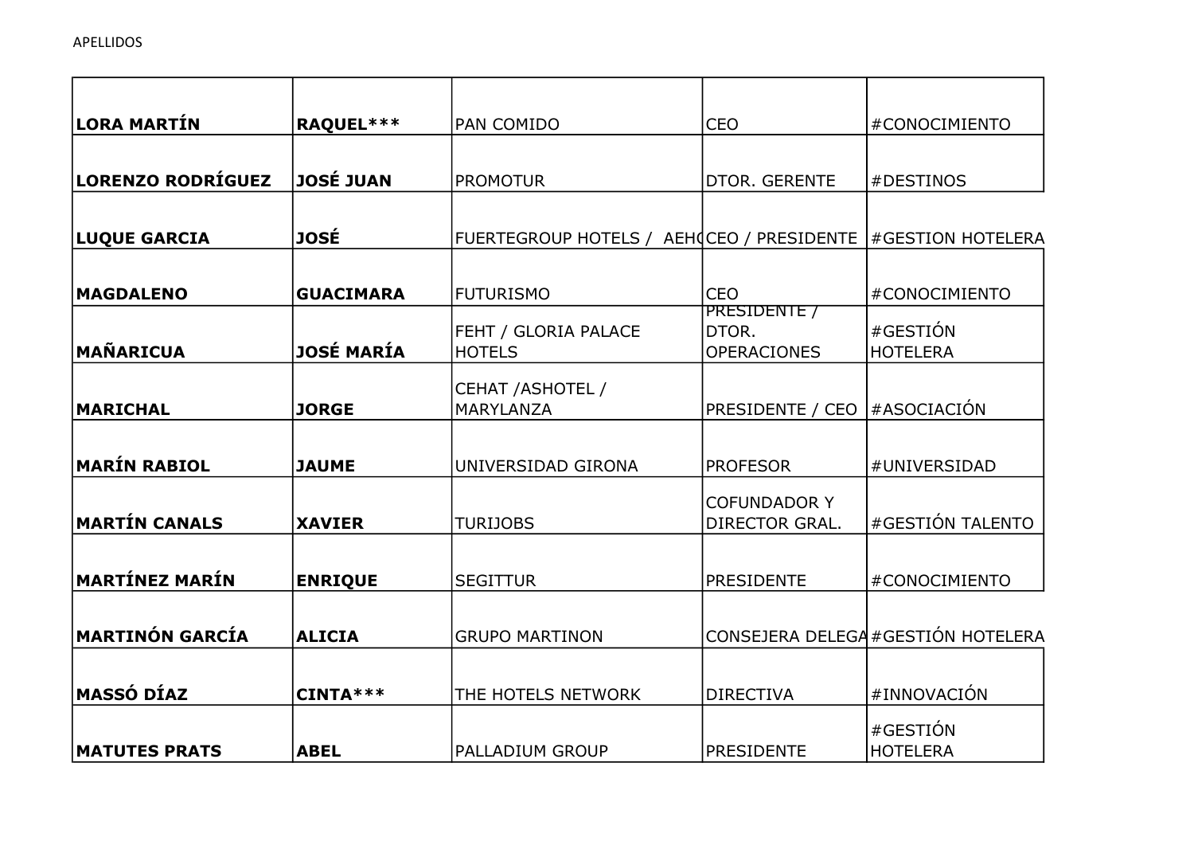APELLIDOS

| | | | | |
|---|---|---|---|---|
| **LORA MARTÍN** | **RAQUEL*** ** | PAN COMIDO | CEO | #CONOCIMIENTO |
| **LORENZO RODRÍGUEZ** | **JOSÉ JUAN** | PROMOTUR | DTOR. GERENTE | #DESTINOS |
| **LUQUE GARCIA** | **JOSÉ** | FUERTEGROUP HOTELS / AEH( | CEO / PRESIDENTE | #GESTION HOTELERA |
| **MAGDALENO** | **GUACIMARA** | FUTURISMO | CEO | #CONOCIMIENTO |
| **MAÑARICUA** | **JOSÉ MARÍA** | FEHT / GLORIA PALACE HOTELS | PRESIDENTE / DTOR. OPERACIONES | #GESTIÓN HOTELERA |
| **MARICHAL** | **JORGE** | CEHAT /ASHOTEL / MARYLANZA | PRESIDENTE / CEO | #ASOCIACIÓN |
| **MARÍN RABIOL** | **JAUME** | UNIVERSIDAD GIRONA | PROFESOR | #UNIVERSIDAD |
| **MARTÍN CANALS** | **XAVIER** | TURIJOBS | COFUNDADOR Y DIRECTOR GRAL. | #GESTIÓN TALENTO |
| **MARTÍNEZ MARÍN** | **ENRIQUE** | SEGITTUR | PRESIDENTE | #CONOCIMIENTO |
| **MARTINÓN GARCÍA** | **ALICIA** | GRUPO MARTINON | CONSEJERA DELEGA | #GESTIÓN HOTELERA |
| **MASSÓ DÍAZ** | **CINTA*** ** | THE HOTELS NETWORK | DIRECTIVA | #INNOVACIÓN |
| **MATUTES PRATS** | **ABEL** | PALLADIUM GROUP | PRESIDENTE | #GESTIÓN HOTELERA |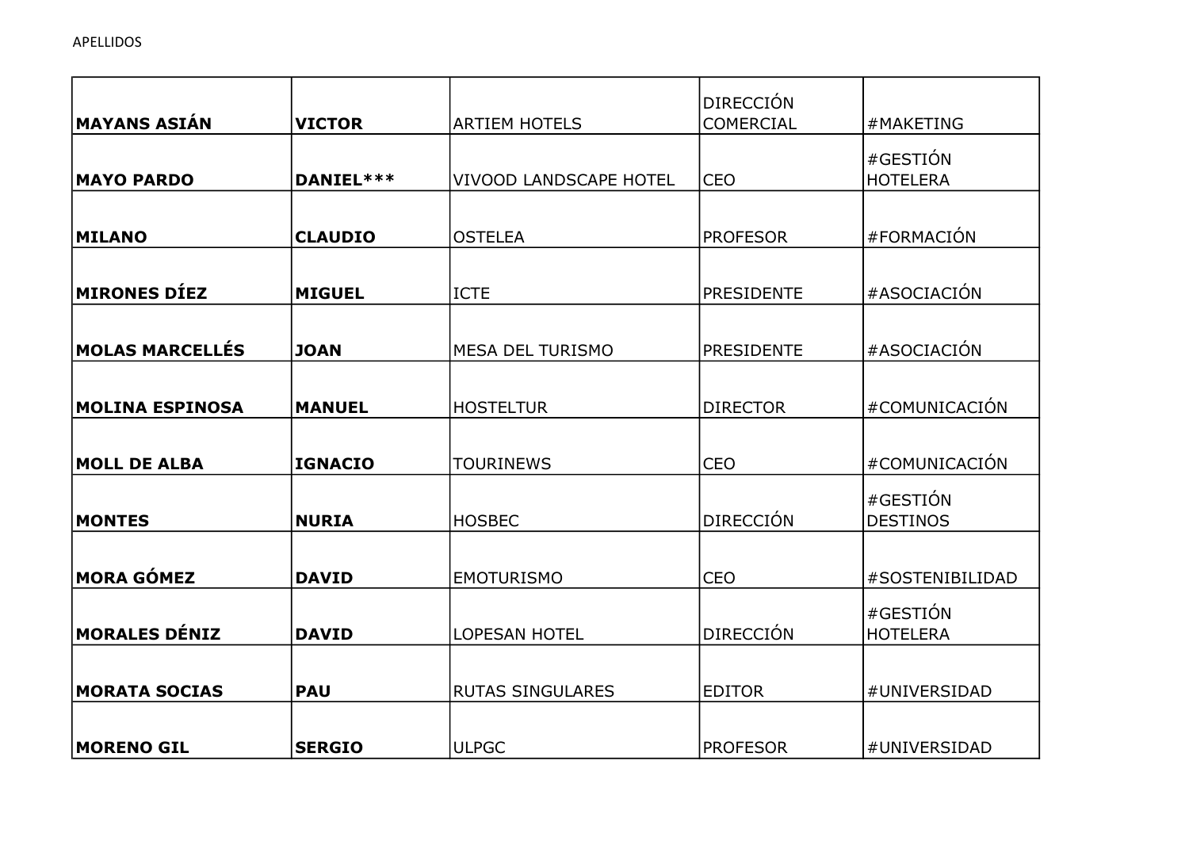APELLIDOS

| | | | | |
|---|---|---|---|---|
| **MAYANS ASIÁN** | **VICTOR** | ARTIEM HOTELS | DIRECCIÓN COMERCIAL | #MAKETING |
| **MAYO PARDO** | **DANIEL*** ** | VIVOOD LANDSCAPE HOTEL | CEO | #GESTIÓN HOTELERA |
| **MILANO** | **CLAUDIO** | OSTELEA | PROFESOR | #FORMACIÓN |
| **MIRONES DÍEZ** | **MIGUEL** | ICTE | PRESIDENTE | #ASOCIACIÓN |
| **MOLAS MARCELLÉS** | **JOAN** | MESA DEL TURISMO | PRESIDENTE | #ASOCIACIÓN |
| **MOLINA ESPINOSA** | **MANUEL** | HOSTELTUR | DIRECTOR | #COMUNICACIÓN |
| **MOLL DE ALBA** | **IGNACIO** | TOURINEWS | CEO | #COMUNICACIÓN |
| **MONTES** | **NURIA** | HOSBEC | DIRECCIÓN | #GESTIÓN DESTINOS |
| **MORA GÓMEZ** | **DAVID** | EMOTURISMO | CEO | #SOSTENIBILIDAD |
| **MORALES DÉNIZ** | **DAVID** | LOPESAN HOTEL | DIRECCIÓN | #GESTIÓN HOTELERA |
| **MORATA SOCIAS** | **PAU** | RUTAS SINGULARES | EDITOR | #UNIVERSIDAD |
| **MORENO GIL** | **SERGIO** | ULPGC | PROFESOR | #UNIVERSIDAD |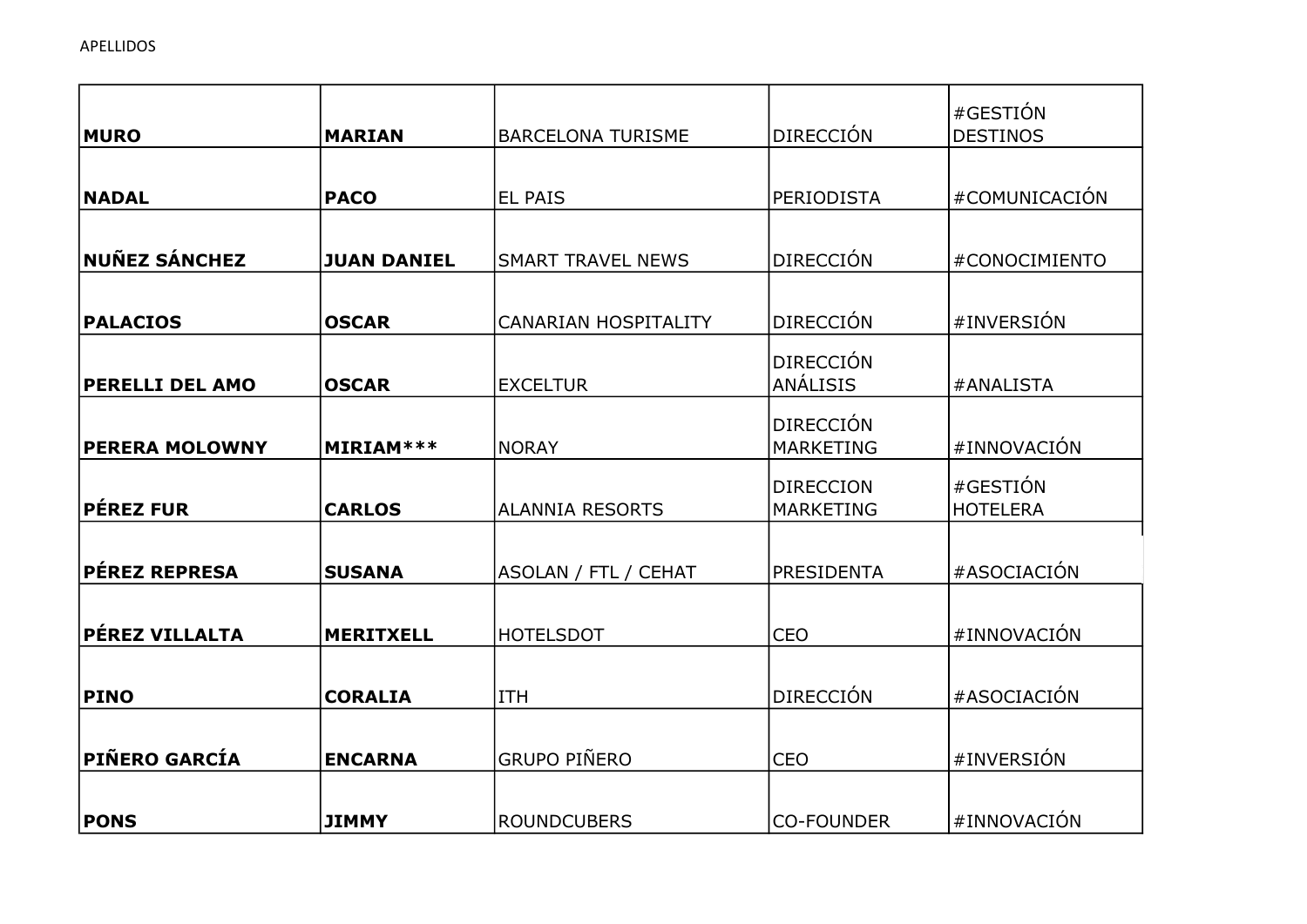| | | | | |
|---|---|---|---|---|
| **MURO** | **MARIAN** | BARCELONA TURISME | DIRECCIÓN | #GESTIÓN DESTINOS |
| **NADAL** | **PACO** | EL PAIS | PERIODISTA | #COMUNICACIÓN |
| **NUÑEZ SÁNCHEZ** | **JUAN DANIEL** | SMART TRAVEL NEWS | DIRECCIÓN | #CONOCIMIENTO |
| **PALACIOS** | **OSCAR** | CANARIAN HOSPITALITY | DIRECCIÓN | #INVERSIÓN |
| **PERELLI DEL AMO** | **OSCAR** | EXCELTUR | DIRECCIÓN ANÁLISIS | #ANALISTA |
| **PERERA MOLOWNY** | **MIRIAM*** ** | NORAY | DIRECCIÓN MARKETING | #INNOVACIÓN |
| **PÉREZ FUR** | **CARLOS** | ALANNIA RESORTS | DIRECCION MARKETING | #GESTIÓN HOTELERA |
| **PÉREZ REPRESA** | **SUSANA** | ASOLAN / FTL / CEHAT | PRESIDENTA | #ASOCIACIÓN |
| **PÉREZ VILLALTA** | **MERITXELL** | HOTELSDOT | CEO | #INNOVACIÓN |
| **PINO** | **CORALIA** | ITH | DIRECCIÓN | #ASOCIACIÓN |
| **PIÑERO GARCÍA** | **ENCARNA** | GRUPO PIÑERO | CEO | #INVERSIÓN |
| **PONS** | **JIMMY** | ROUNDCUBERS | CO-FOUNDER | #INNOVACIÓN |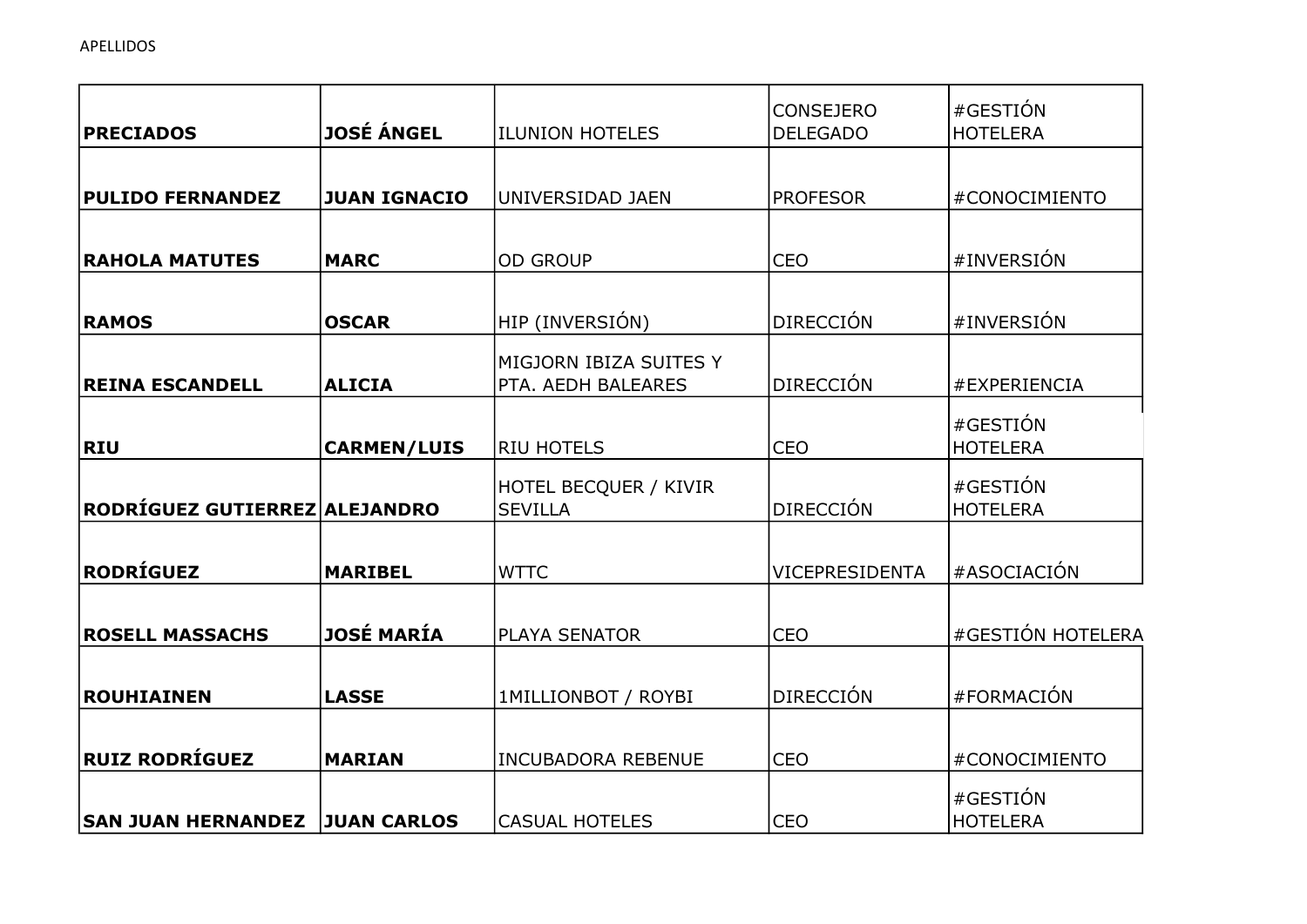| **PRECIADOS** | **JOSÉ ÁNGEL** | ILUNION HOTELES | CONSEJERO DELEGADO | #GESTIÓN HOTELERA |
|---|---|---|---|---|
| **PULIDO FERNANDEZ** | **JUAN IGNACIO** | UNIVERSIDAD JAEN | PROFESOR | #CONOCIMIENTO |
| **RAHOLA MATUTES** | **MARC** | OD GROUP | CEO | #INVERSIÓN |
| **RAMOS** | **OSCAR** | HIP (INVERSIÓN) | DIRECCIÓN | #INVERSIÓN |
| **REINA ESCANDELL** | **ALICIA** | MIGJORN IBIZA SUITES Y PTA. AEDH BALEARES | DIRECCIÓN | #EXPERIENCIA |
| **RIU** | **CARMEN/LUIS** | RIU HOTELS | CEO | #GESTIÓN HOTELERA |
| **RODRÍGUEZ GUTIERREZ** | **ALEJANDRO** | HOTEL BECQUER / KIVIR SEVILLA | DIRECCIÓN | #GESTIÓN HOTELERA |
| **RODRÍGUEZ** | **MARIBEL** | WTTC | VICEPRESIDENTA | #ASOCIACIÓN |
| **ROSELL MASSACHS** | **JOSÉ MARÍA** | PLAYA SENATOR | CEO | #GESTIÓN HOTELERA |
| **ROUHIAINEN** | **LASSE** | 1MILLIONBOT / ROYBI | DIRECCIÓN | #FORMACIÓN |
| **RUIZ RODRÍGUEZ** | **MARIAN** | INCUBADORA REBENUE | CEO | #CONOCIMIENTO |
| **SAN JUAN HERNANDEZ** | **JUAN CARLOS** | CASUAL HOTELES | CEO | #GESTIÓN HOTELERA |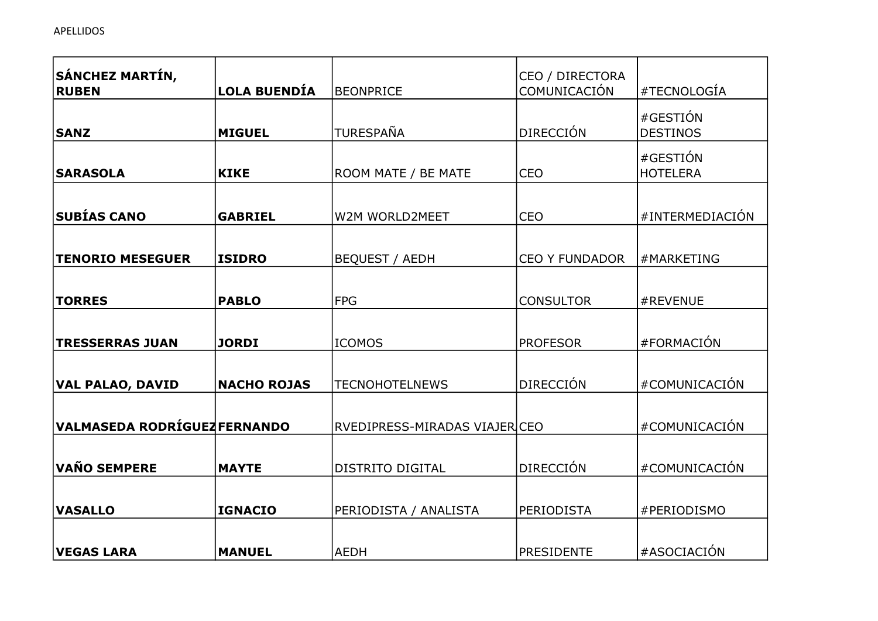| SÁNCHEZ MARTÍN, RUBEN | LOLA BUENDÍA | BEONPRICE | CEO / DIRECTORA COMUNICACIÓN | #TECNOLOGÍA |
|---|---|---|---|---|
| **SANZ** | **MIGUEL** | TURESPAÑA | DIRECCIÓN | #GESTIÓN DESTINOS |
| **SARASOLA** | **KIKE** | ROOM MATE / BE MATE | CEO | #GESTIÓN HOTELERA |
| **SUBÍAS CANO** | **GABRIEL** | W2M WORLD2MEET | CEO | #INTERMEDIACIÓN |
| **TENORIO MESEGUER** | **ISIDRO** | BEQUEST / AEDH | CEO Y FUNDADOR | #MARKETING |
| **TORRES** | **PABLO** | FPG | CONSULTOR | #REVENUE |
| **TRESSERRAS JUAN** | **JORDI** | ICOMOS | PROFESOR | #FORMACIÓN |
| **VAL PALAO, DAVID** | **NACHO ROJAS** | TECNOHOTELNEWS | DIRECCIÓN | #COMUNICACIÓN |
| **VALMASEDA RODRÍGUEZ** | **FERNANDO** | RVEDIPRESS-MIRADAS VIAJER | CEO | #COMUNICACIÓN |
| **VAÑO SEMPERE** | **MAYTE** | DISTRITO DIGITAL | DIRECCIÓN | #COMUNICACIÓN |
| **VASALLO** | **IGNACIO** | PERIODISTA / ANALISTA | PERIODISTA | #PERIODISMO |
| **VEGAS LARA** | **MANUEL** | AEDH | PRESIDENTE | #ASOCIACIÓN |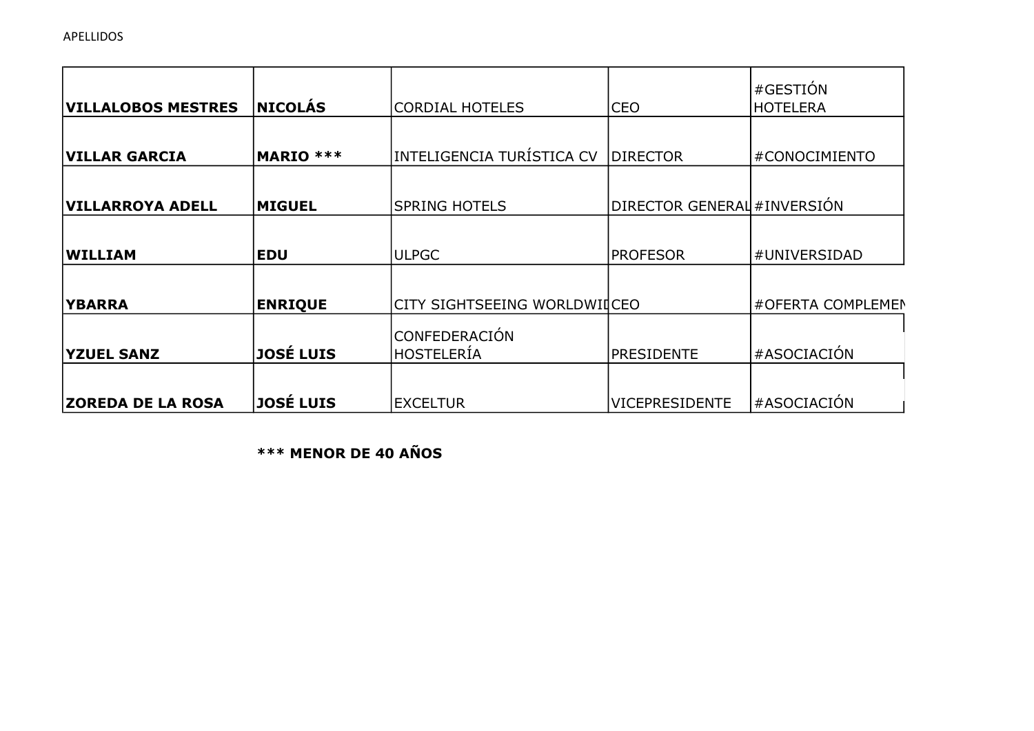| | | | | |
|---|---|---|---|---|
| **VILLALOBOS MESTRES** | **NICOLÁS** | CORDIAL HOTELES | CEO | #GESTIÓN HOTELERA |
| **VILLAR GARCIA** | **MARIO ***** | INTELIGENCIA TURÍSTICA CV | DIRECTOR | #CONOCIMIENTO |
| **VILLARROYA ADELL** | **MIGUEL** | SPRING HOTELS | DIRECTOR GENERAL | #INVERSIÓN |
| **WILLIAM** | **EDU** | ULPGC | PROFESOR | #UNIVERSIDAD |
| **YBARRA** | **ENRIQUE** | CITY SIGHTSEEING WORLDWID | CEO | #OFERTA COMPLEMEN |
| **YZUEL SANZ** | **JOSÉ LUIS** | CONFEDERACIÓN HOSTELERÍA | PRESIDENTE | #ASOCIACIÓN |
| **ZOREDA DE LA ROSA** | **JOSÉ LUIS** | EXCELTUR | VICEPRESIDENTE | #ASOCIACIÓN |

**\*\*\* MENOR DE 40 AÑOS**